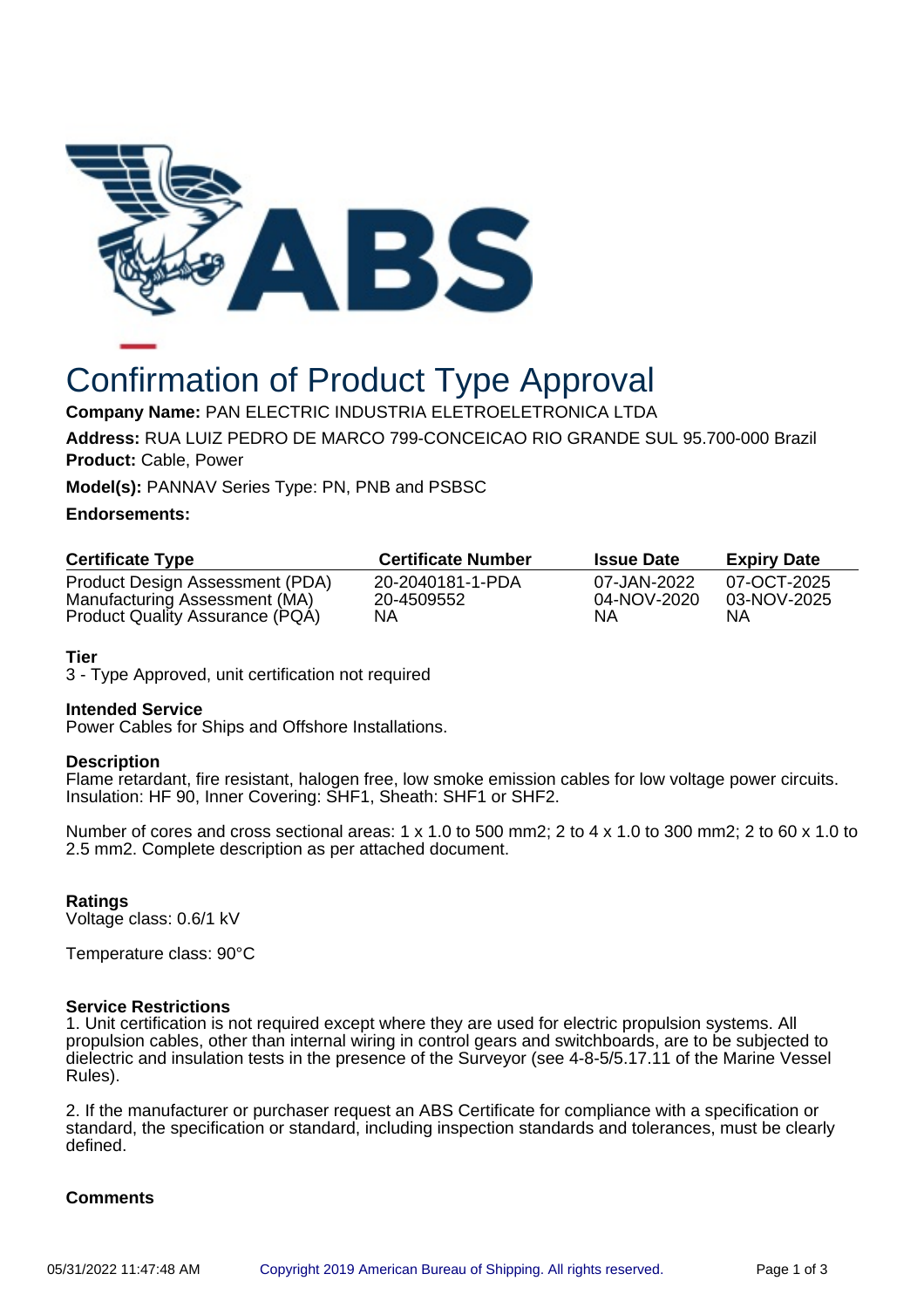# Confirmation of Product Type Approval

**Company Name:** PAN ELECTRIC INDUSTRIA ELETROELETRONICA LTDA

**Address:** RUA LUIZ PEDRO DE MARCO 799-CONCEICAO RIO GRANDE SUL 95.700-000 Brazil

**Product:** Cable, Power

**Model(s):** PANNAV Series Type: PN, PNB and PSBSC

**Endorsements:**

| Certificate Type | Certificate Number | Issue Date | Expiry Date |
|---|---|---|---|
| Product Design Assessment (PDA) | 20-2040181-1-PDA | 07-JAN-2022 | 07-OCT-2025 |
| Manufacturing Assessment (MA) | 20-4509552 | 04-NOV-2020 | 03-NOV-2025 |
| Product Quality Assurance (PQA) | NA | NA | NA |

**Tier**

3 - Type Approved, unit certification not required

**Intended Service**

Power Cables for Ships and Offshore Installations.

**Description**

Flame retardant, fire resistant, halogen free, low smoke emission cables for low voltage power circuits. Insulation: HF 90, Inner Covering: SHF1, Sheath: SHF1 or SHF2.

Number of cores and cross sectional areas: 1 x 1.0 to 500 mm2; 2 to 4 x 1.0 to 300 mm2; 2 to 60 x 1.0 to 2.5 mm2. Complete description as per attached document.

**Ratings**

Voltage class: 0.6/1 kV

Temperature class: 90°C

**Service Restrictions**

1. Unit certification is not required except where they are used for electric propulsion systems. All propulsion cables, other than internal wiring in control gears and switchboards, are to be subjected to dielectric and insulation tests in the presence of the Surveyor (see 4-8-5/5.17.11 of the Marine Vessel Rules).

2. If the manufacturer or purchaser request an ABS Certificate for compliance with a specification or standard, the specification or standard, including inspection standards and tolerances, must be clearly defined.

**Comments**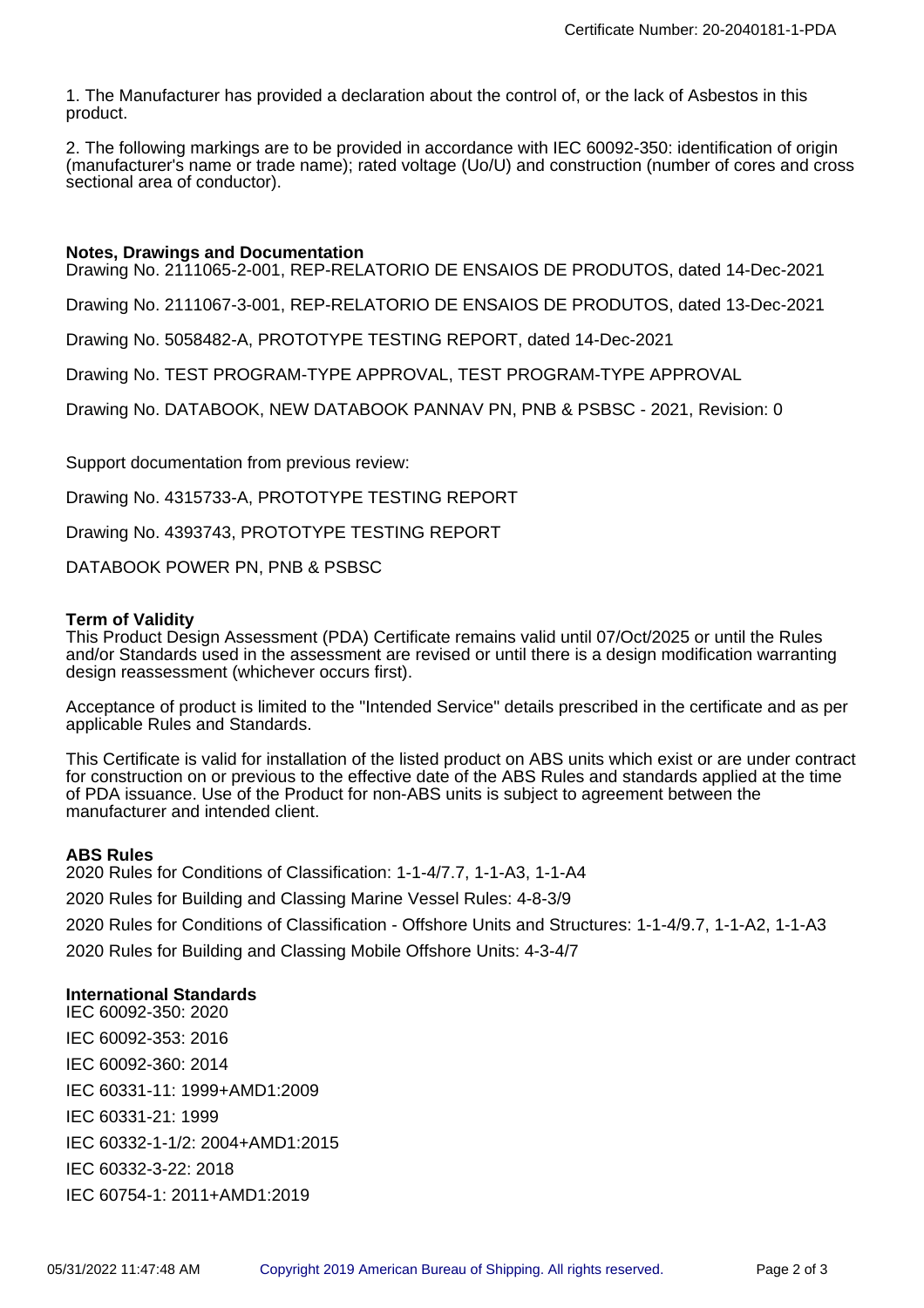1. The Manufacturer has provided a declaration about the control of, or the lack of Asbestos in this product.

2. The following markings are to be provided in accordance with IEC 60092-350: identification of origin (manufacturer's name or trade name); rated voltage (Uo/U) and construction (number of cores and cross sectional area of conductor).

**Notes, Drawings and Documentation**

Drawing No. 2111065-2-001, REP-RELATORIO DE ENSAIOS DE PRODUTOS, dated 14-Dec-2021

Drawing No. 2111067-3-001, REP-RELATORIO DE ENSAIOS DE PRODUTOS, dated 13-Dec-2021

Drawing No. 5058482-A, PROTOTYPE TESTING REPORT, dated 14-Dec-2021

Drawing No. TEST PROGRAM-TYPE APPROVAL, TEST PROGRAM-TYPE APPROVAL

Drawing No. DATABOOK, NEW DATABOOK PANNAV PN, PNB & PSBSC - 2021, Revision: 0

Support documentation from previous review:

Drawing No. 4315733-A, PROTOTYPE TESTING REPORT

Drawing No. 4393743, PROTOTYPE TESTING REPORT

DATABOOK POWER PN, PNB & PSBSC

**Term of Validity**

This Product Design Assessment (PDA) Certificate remains valid until 07/Oct/2025 or until the Rules and/or Standards used in the assessment are revised or until there is a design modification warranting design reassessment (whichever occurs first).

Acceptance of product is limited to the "Intended Service" details prescribed in the certificate and as per applicable Rules and Standards.

This Certificate is valid for installation of the listed product on ABS units which exist or are under contract for construction on or previous to the effective date of the ABS Rules and standards applied at the time of PDA issuance. Use of the Product for non-ABS units is subject to agreement between the manufacturer and intended client.

**ABS Rules**

2020 Rules for Conditions of Classification: 1-1-4/7.7, 1-1-A3, 1-1-A4

2020 Rules for Building and Classing Marine Vessel Rules: 4-8-3/9

2020 Rules for Conditions of Classification - Offshore Units and Structures: 1-1-4/9.7, 1-1-A2, 1-1-A3

2020 Rules for Building and Classing Mobile Offshore Units: 4-3-4/7

**International Standards**

IEC 60092-350: 2020

IEC 60092-353: 2016

IEC 60092-360: 2014

IEC 60331-11: 1999+AMD1:2009

IEC 60331-21: 1999

IEC 60332-1-1/2: 2004+AMD1:2015

IEC 60332-3-22: 2018

IEC 60754-1: 2011+AMD1:2019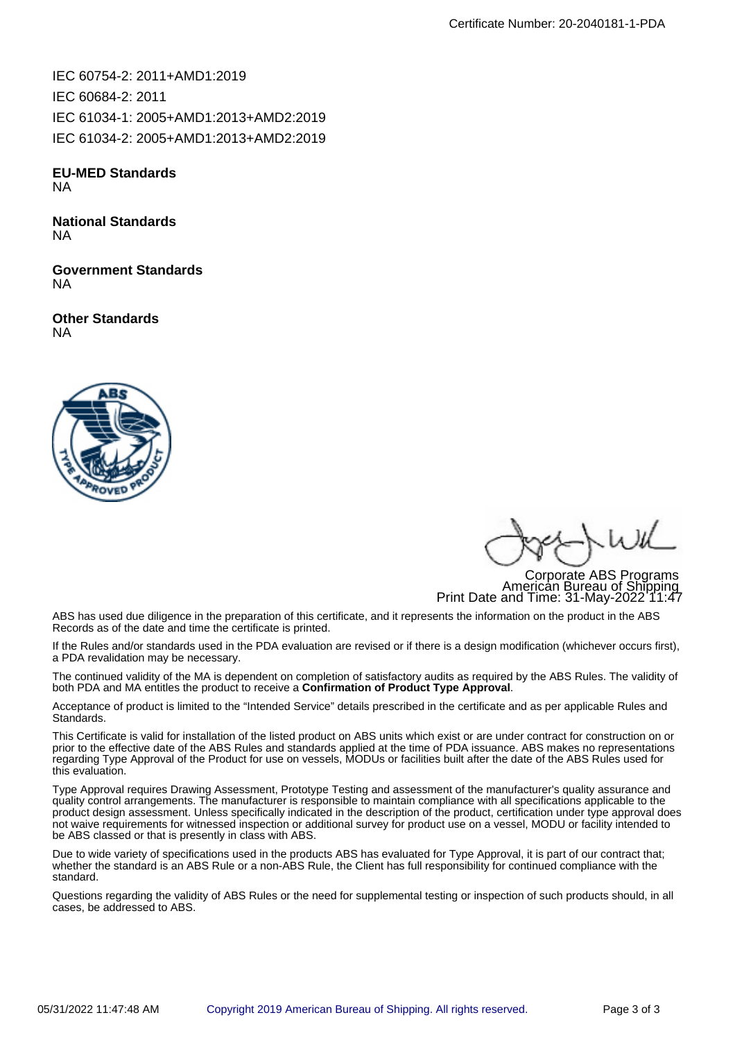Certificate Number: 20-2040181-1-PDA

IEC 60754-2: 2011+AMD1:2019

IEC 60684-2: 2011

IEC 61034-1: 2005+AMD1:2013+AMD2:2019

IEC 61034-2: 2005+AMD1:2013+AMD2:2019

**EU-MED Standards**
NA

**National Standards**
NA

**Government Standards**
NA

**Other Standards**
NA

Corporate ABS Programs
American Bureau of Shipping
Print Date and Time: 31-May-2022 11:47

ABS has used due diligence in the preparation of this certificate, and it represents the information on the product in the ABS Records as of the date and time the certificate is printed.

If the Rules and/or standards used in the PDA evaluation are revised or if there is a design modification (whichever occurs first), a PDA revalidation may be necessary.

The continued validity of the MA is dependent on completion of satisfactory audits as required by the ABS Rules. The validity of both PDA and MA entitles the product to receive a **Confirmation of Product Type Approval**.

Acceptance of product is limited to the "Intended Service" details prescribed in the certificate and as per applicable Rules and Standards.

This Certificate is valid for installation of the listed product on ABS units which exist or are under contract for construction on or prior to the effective date of the ABS Rules and standards applied at the time of PDA issuance. ABS makes no representations regarding Type Approval of the Product for use on vessels, MODUs or facilities built after the date of the ABS Rules used for this evaluation.

Type Approval requires Drawing Assessment, Prototype Testing and assessment of the manufacturer's quality assurance and quality control arrangements. The manufacturer is responsible to maintain compliance with all specifications applicable to the product design assessment. Unless specifically indicated in the description of the product, certification under type approval does not waive requirements for witnessed inspection or additional survey for product use on a vessel, MODU or facility intended to be ABS classed or that is presently in class with ABS.

Due to wide variety of specifications used in the products ABS has evaluated for Type Approval, it is part of our contract that; whether the standard is an ABS Rule or a non-ABS Rule, the Client has full responsibility for continued compliance with the standard.

Questions regarding the validity of ABS Rules or the need for supplemental testing or inspection of such products should, in all cases, be addressed to ABS.